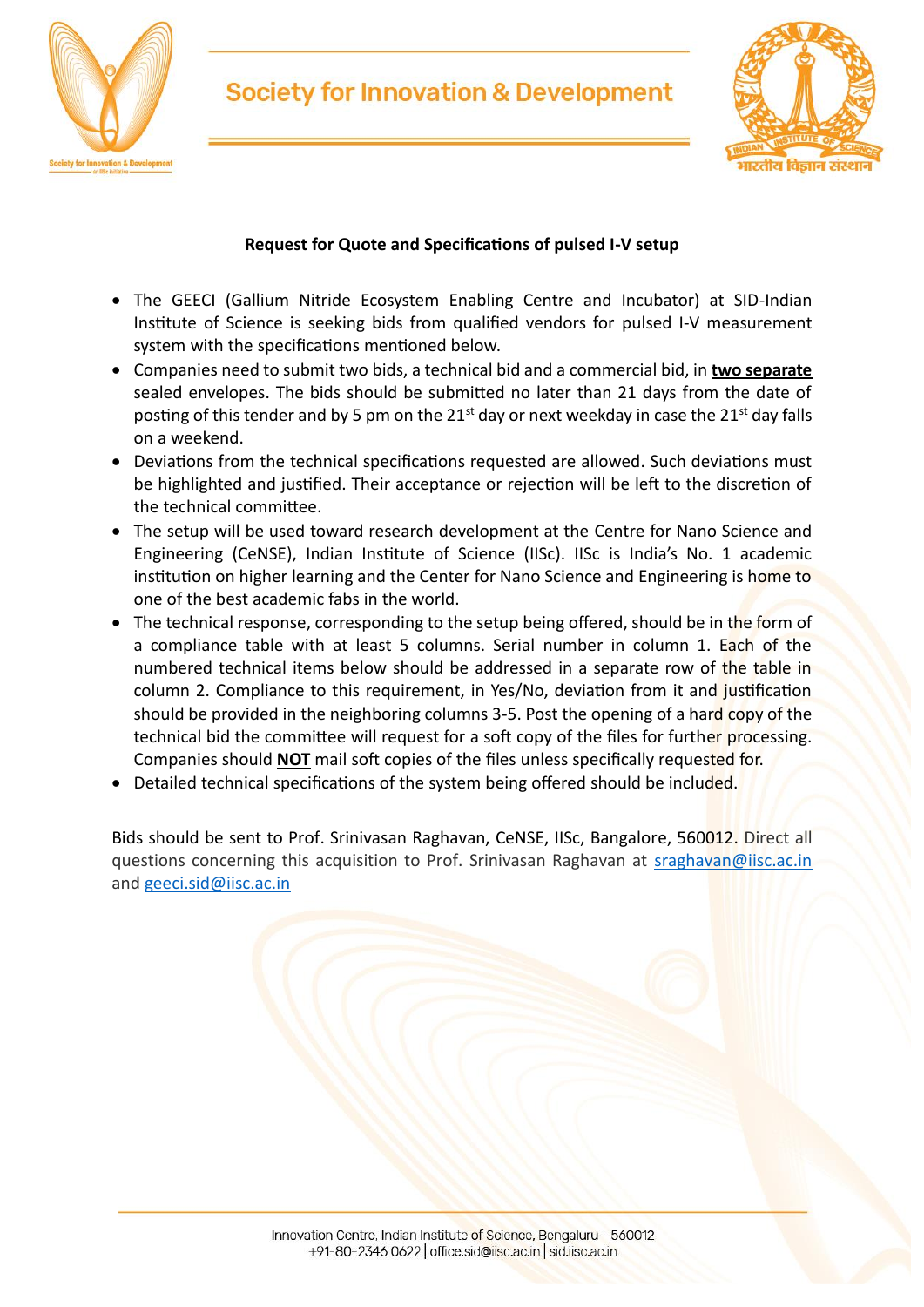# Society for Innovation & Development

**Request for Quote and Specifications of pulsed I-V setup**

- The GEECI (Gallium Nitride Ecosystem Enabling Centre and Incubator) at SID-Indian Institute of Science is seeking bids from qualified vendors for pulsed I-V measurement system with the specifications mentioned below.
- Companies need to submit two bids, a technical bid and a commercial bid, in **two separate** sealed envelopes. The bids should be submitted no later than 21 days from the date of posting of this tender and by 5 pm on the 21st day or next weekday in case the 21st day falls on a weekend.
- Deviations from the technical specifications requested are allowed. Such deviations must be highlighted and justified. Their acceptance or rejection will be left to the discretion of the technical committee.
- The setup will be used toward research development at the Centre for Nano Science and Engineering (CeNSE), Indian Institute of Science (IISc). IISc is India's No. 1 academic institution on higher learning and the Center for Nano Science and Engineering is home to one of the best academic fabs in the world.
- The technical response, corresponding to the setup being offered, should be in the form of a compliance table with at least 5 columns. Serial number in column 1. Each of the numbered technical items below should be addressed in a separate row of the table in column 2. Compliance to this requirement, in Yes/No, deviation from it and justification should be provided in the neighboring columns 3-5. Post the opening of a hard copy of the technical bid the committee will request for a soft copy of the files for further processing. Companies should **NOT** mail soft copies of the files unless specifically requested for.
- Detailed technical specifications of the system being offered should be included.

Bids should be sent to Prof. Srinivasan Raghavan, CeNSE, IISc, Bangalore, 560012. Direct all questions concerning this acquisition to Prof. Srinivasan Raghavan at sraghavan@iisc.ac.in and geeci.sid@iisc.ac.in

Innovation Centre, Indian Institute of Science, Bengaluru - 560012
+91-80-2346 0622 | office.sid@iisc.ac.in | sid.iisc.ac.in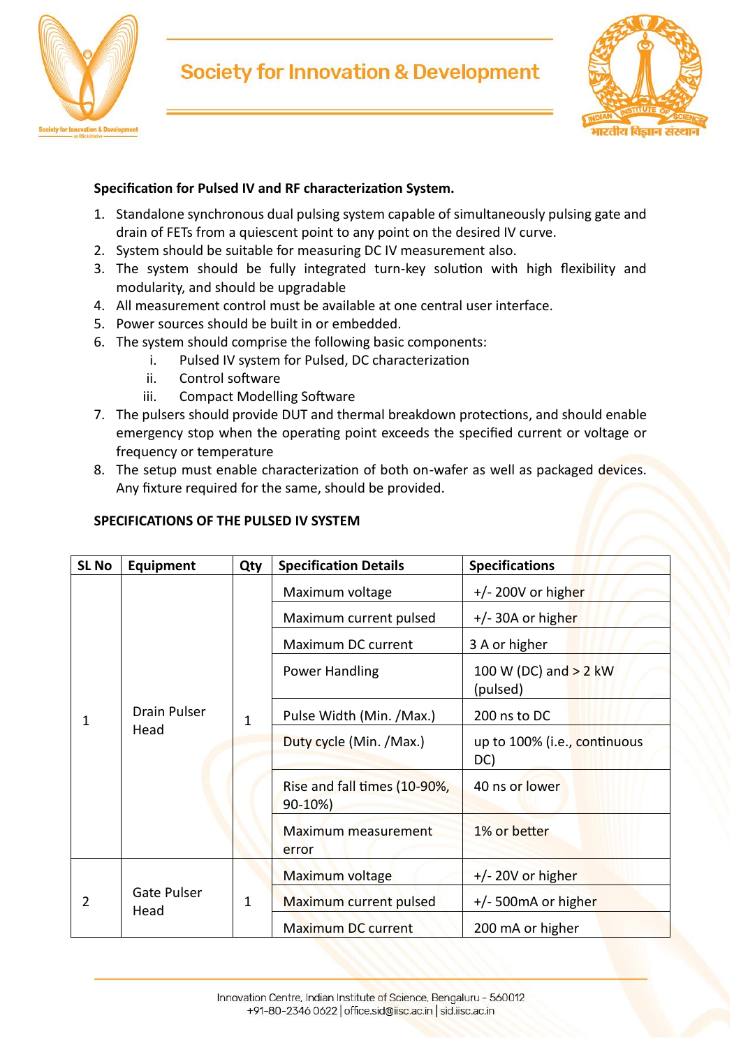**Specification for Pulsed IV and RF characterization System.**

1. Standalone synchronous dual pulsing system capable of simultaneously pulsing gate and drain of FETs from a quiescent point to any point on the desired IV curve.
2. System should be suitable for measuring DC IV measurement also.
3. The system should be fully integrated turn-key solution with high flexibility and modularity, and should be upgradable
4. All measurement control must be available at one central user interface.
5. Power sources should be built in or embedded.
6. The system should comprise the following basic components:
   i. Pulsed IV system for Pulsed, DC characterization
   ii. Control software
   iii. Compact Modelling Software
7. The pulsers should provide DUT and thermal breakdown protections, and should enable emergency stop when the operating point exceeds the specified current or voltage or frequency or temperature
8. The setup must enable characterization of both on-wafer as well as packaged devices. Any fixture required for the same, should be provided.

**SPECIFICATIONS OF THE PULSED IV SYSTEM**

| SL No | Equipment | Qty | Specification Details | Specifications |
|---|---|---|---|---|
| 1 | Drain Pulser Head | 1 | Maximum voltage | +/- 200V or higher |
| | | | Maximum current pulsed | +/- 30A or higher |
| | | | Maximum DC current | 3 A or higher |
| | | | Power Handling | 100 W (DC) and > 2 kW (pulsed) |
| | | | Pulse Width (Min. /Max.) | 200 ns to DC |
| | | | Duty cycle (Min. /Max.) | up to 100% (i.e., continuous DC) |
| | | | Rise and fall times (10-90%, 90-10%) | 40 ns or lower |
| | | | Maximum measurement error | 1% or better |
| 2 | Gate Pulser Head | 1 | Maximum voltage | +/- 20V or higher |
| | | | Maximum current pulsed | +/- 500mA or higher |
| | | | Maximum DC current | 200 mA or higher |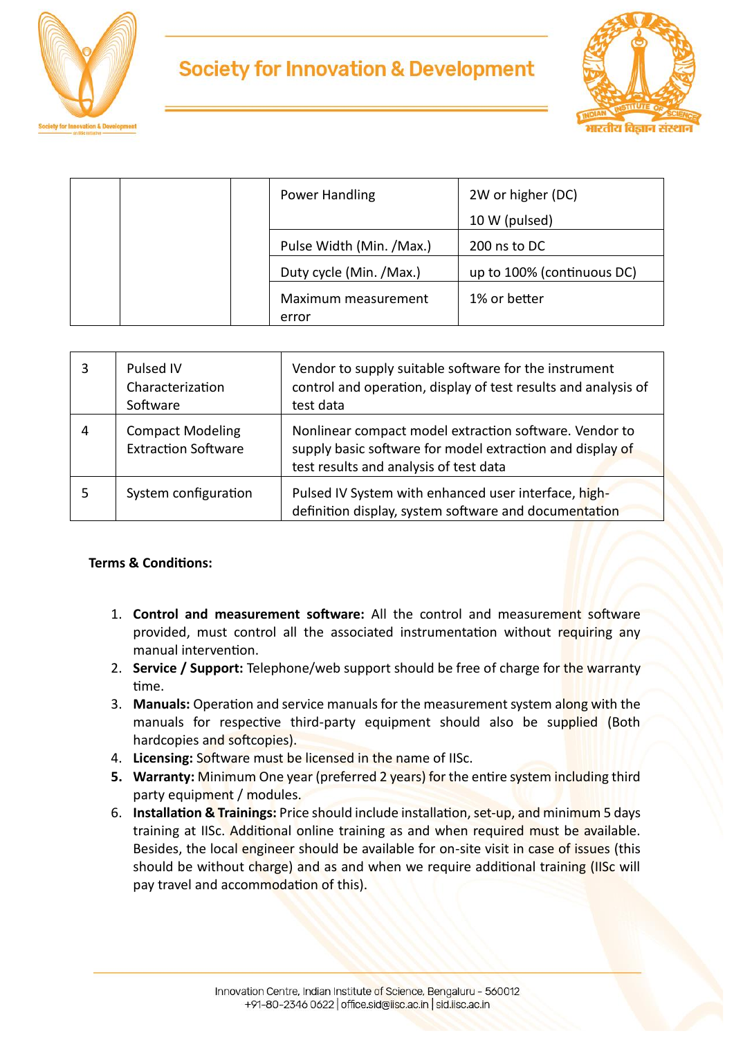| | | | | |
|---|---|---|---|---|
| | | | Power Handling | 2W or higher (DC)<br>10 W (pulsed) |
| | | | Pulse Width (Min. /Max.) | 200 ns to DC |
| | | | Duty cycle (Min. /Max.) | up to 100% (continuous DC) |
| | | | Maximum measurement error | 1% or better |

| | | |
|---|---|---|
| 3 | Pulsed IV Characterization Software | Vendor to supply suitable software for the instrument control and operation, display of test results and analysis of test data |
| 4 | Compact Modeling Extraction Software | Nonlinear compact model extraction software. Vendor to supply basic software for model extraction and display of test results and analysis of test data |
| 5 | System configuration | Pulsed IV System with enhanced user interface, high-definition display, system software and documentation |

**Terms & Conditions:**

1. **Control and measurement software:** All the control and measurement software provided, must control all the associated instrumentation without requiring any manual intervention.
2. **Service / Support:** Telephone/web support should be free of charge for the warranty time.
3. **Manuals:** Operation and service manuals for the measurement system along with the manuals for respective third-party equipment should also be supplied (Both hardcopies and softcopies).
4. **Licensing:** Software must be licensed in the name of IISc.
5. **Warranty:** Minimum One year (preferred 2 years) for the entire system including third party equipment / modules.
6. **Installation & Trainings:** Price should include installation, set-up, and minimum 5 days training at IISc. Additional online training as and when required must be available. Besides, the local engineer should be available for on-site visit in case of issues (this should be without charge) and as and when we require additional training (IISc will pay travel and accommodation of this).